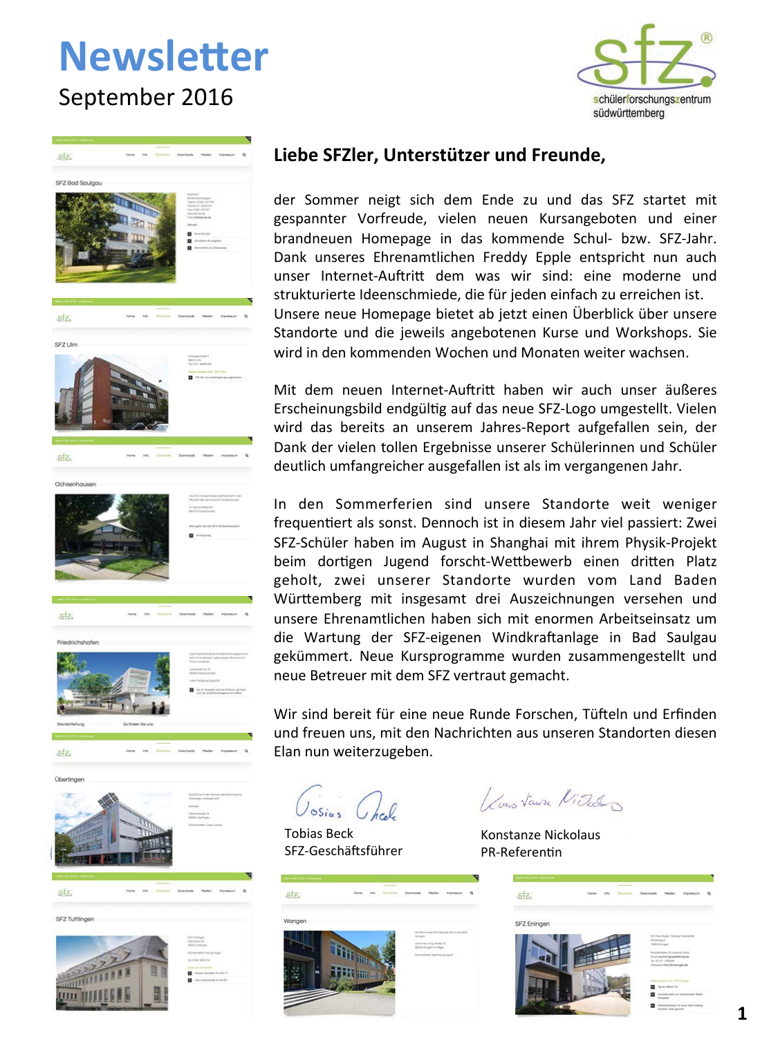# Newsletter

September 2016

## Liebe SFZler, Unterstützer und Freunde,

der Sommer neigt sich dem Ende zu und das SFZ startet mit gespannter Vorfreude, vielen neuen Kursangeboten und einer brandneuen Homepage in das kommende Schul- bzw. SFZ-Jahr. Dank unseres Ehrenamtlichen Freddy Epple entspricht nun auch unser Internet-Auftritt dem was wir sind: eine moderne und strukturierte Ideenschmiede, die für jeden einfach zu erreichen ist. Unsere neue Homepage bietet ab jetzt einen Überblick über unsere Standorte und die jeweils angebotenen Kurse und Workshops. Sie wird in den kommenden Wochen und Monaten weiter wachsen.

Mit dem neuen Internet-Auftritt haben wir auch unser äußeres Erscheinungsbild endgültig auf das neue SFZ-Logo umgestellt. Vielen wird das bereits an unserem Jahres-Report aufgefallen sein, der Dank der vielen tollen Ergebnisse unserer Schülerinnen und Schüler deutlich umfangreicher ausgefallen ist als im vergangenen Jahr.

In den Sommerferien sind unsere Standorte weit weniger frequentiert als sonst. Dennoch ist in diesem Jahr viel passiert: Zwei SFZ-Schüler haben im August in Shanghai mit ihrem Physik-Projekt beim dortigen Jugend forscht-Wettbewerb einen dritten Platz geholt, zwei unserer Standorte wurden vom Land Baden Württemberg mit insgesamt drei Auszeichnungen versehen und unsere Ehrenamtlichen haben sich mit enormen Arbeitseinsatz um die Wartung der SFZ-eigenen Windkraftanlage in Bad Saulgau gekümmert. Neue Kursprogramme wurden zusammengestellt und neue Betreuer mit dem SFZ vertraut gemacht.

Wir sind bereit für eine neue Runde Forschen, Tüfteln und Erfinden und freuen uns, mit den Nachrichten aus unseren Standorten diesen Elan nun weiterzugeben.

Tobias Beck
SFZ-Geschäftsführer

Konstanze Nickolaus
PR-Referentin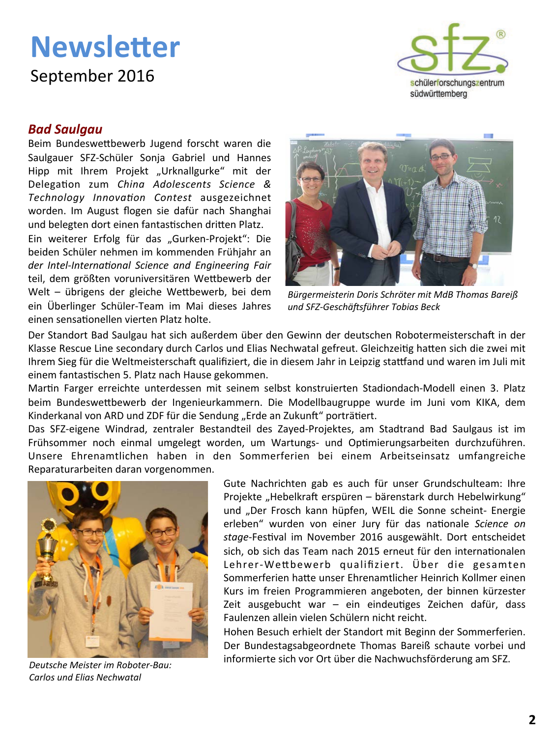# Newsletter

September 2016

## *Bad Saulgau*

Beim Bundeswettbewerb Jugend forscht waren die Saulgauer SFZ-Schüler Sonja Gabriel und Hannes Hipp mit Ihrem Projekt „Urknallgurke" mit der Delegation zum *China Adolescents Science & Technology Innovation Contest* ausgezeichnet worden. Im August flogen sie dafür nach Shanghai und belegten dort einen fantastischen dritten Platz.

Ein weiterer Erfolg für das „Gurken-Projekt": Die beiden Schüler nehmen im kommenden Frühjahr an *der Intel-International Science and Engineering Fair* teil, dem größten voruniversitären Wettbewerb der Welt – übrigens der gleiche Wettbewerb, bei dem ein Überlinger Schüler-Team im Mai dieses Jahres einen sensationellen vierten Platz holte.

*Bürgermeisterin Doris Schröter mit MdB Thomas Bareiß und SFZ-Geschäftsführer Tobias Beck*

Der Standort Bad Saulgau hat sich außerdem über den Gewinn der deutschen Robotermeisterschaft in der Klasse Rescue Line secondary durch Carlos und Elias Nechwatal gefreut. Gleichzeitig hatten sich die zwei mit Ihrem Sieg für die Weltmeisterschaft qualifiziert, die in diesem Jahr in Leipzig stattfand und waren im Juli mit einem fantastischen 5. Platz nach Hause gekommen.

Martin Farger erreichte unterdessen mit seinem selbst konstruierten Stadiondach-Modell einen 3. Platz beim Bundeswettbewerb der Ingenieurkammern. Die Modellbaugruppe wurde im Juni vom KIKA, dem Kinderkanal von ARD und ZDF für die Sendung „Erde an Zukunft" porträtiert.

Das SFZ-eigene Windrad, zentraler Bestandteil des Zayed-Projektes, am Stadtrand Bad Saulgaus ist im Frühsommer noch einmal umgelegt worden, um Wartungs- und Optimierungsarbeiten durchzuführen. Unsere Ehrenamtlichen haben in den Sommerferien bei einem Arbeitseinsatz umfangreiche Reparaturarbeiten daran vorgenommen.

*Deutsche Meister im Roboter-Bau: Carlos und Elias Nechwatal*

Gute Nachrichten gab es auch für unser Grundschulteam: Ihre Projekte „Hebelkraft erspüren – bärenstark durch Hebelwirkung" und „Der Frosch kann hüpfen, WEIL die Sonne scheint- Energie erleben" wurden von einer Jury für das nationale *Science on stage*-Festival im November 2016 ausgewählt. Dort entscheidet sich, ob sich das Team nach 2015 erneut für den internationalen Lehrer-Wettbewerb qualifiziert. Über die gesamten Sommerferien hatte unser Ehrenamtlicher Heinrich Kollmer einen Kurs im freien Programmieren angeboten, der binnen kürzester Zeit ausgebucht war – ein eindeutiges Zeichen dafür, dass Faulenzen allein vielen Schülern nicht reicht.

Hohen Besuch erhielt der Standort mit Beginn der Sommerferien. Der Bundestagsabgeordnete Thomas Bareiß schaute vorbei und informierte sich vor Ort über die Nachwuchsförderung am SFZ.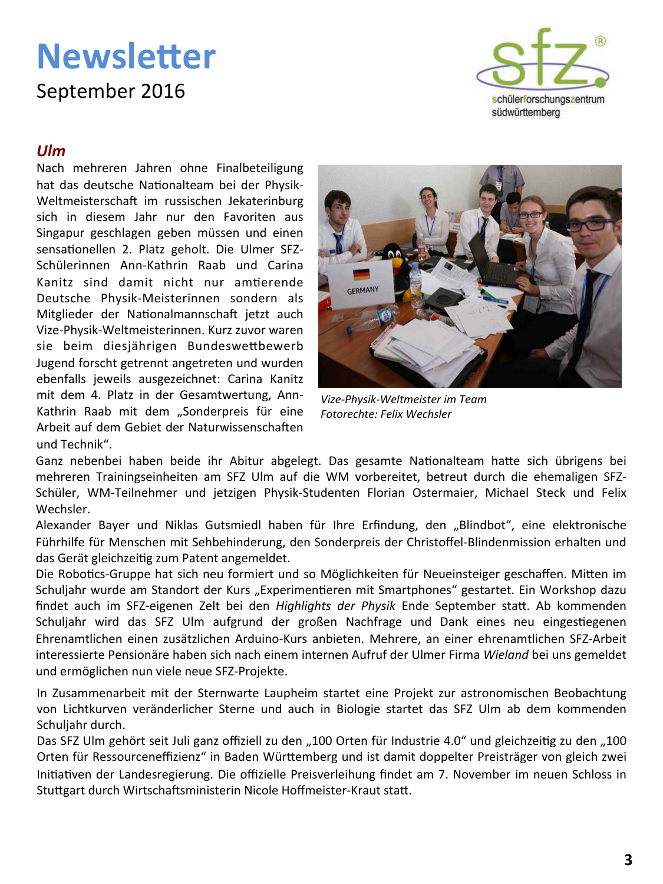# Newsletter

September 2016

## *Ulm*

Nach mehreren Jahren ohne Finalbeteiligung hat das deutsche Nationalteam bei der Physik-Weltmeisterschaft im russischen Jekaterinburg sich in diesem Jahr nur den Favoriten aus Singapur geschlagen geben müssen und einen sensationellen 2. Platz geholt. Die Ulmer SFZ-Schülerinnen Ann-Kathrin Raab und Carina Kanitz sind damit nicht nur amtierende Deutsche Physik-Meisterinnen sondern als Mitglieder der Nationalmannschaft jetzt auch Vize-Physik-Weltmeisterinnen. Kurz zuvor waren sie beim diesjährigen Bundeswettbewerb Jugend forscht getrennt angetreten und wurden ebenfalls jeweils ausgezeichnet: Carina Kanitz mit dem 4. Platz in der Gesamtwertung, Ann-Kathrin Raab mit dem „Sonderpreis für eine Arbeit auf dem Gebiet der Naturwissenschaften und Technik".

*Vize-Physik-Weltmeister im Team*
*Fotorechte: Felix Wechsler*

Ganz nebenbei haben beide ihr Abitur abgelegt. Das gesamte Nationalteam hatte sich übrigens bei mehreren Trainingseinheiten am SFZ Ulm auf die WM vorbereitet, betreut durch die ehemaligen SFZ-Schüler, WM-Teilnehmer und jetzigen Physik-Studenten Florian Ostermaier, Michael Steck und Felix Wechsler.

Alexander Bayer und Niklas Gutsmiedl haben für Ihre Erfindung, den „Blindbot", eine elektronische Führhilfe für Menschen mit Sehbehinderung, den Sonderpreis der Christoffel-Blindenmission erhalten und das Gerät gleichzeitig zum Patent angemeldet.

Die Robotics-Gruppe hat sich neu formiert und so Möglichkeiten für Neueinsteiger geschaffen. Mitten im Schuljahr wurde am Standort der Kurs „Experimentieren mit Smartphones" gestartet. Ein Workshop dazu findet auch im SFZ-eigenen Zelt bei den *Highlights der Physik* Ende September statt. Ab kommenden Schuljahr wird das SFZ Ulm aufgrund der großen Nachfrage und Dank eines neu eingestiegenen Ehrenamtlichen einen zusätzlichen Arduino-Kurs anbieten. Mehrere, an einer ehrenamtlichen SFZ-Arbeit interessierte Pensionäre haben sich nach einem internen Aufruf der Ulmer Firma *Wieland* bei uns gemeldet und ermöglichen nun viele neue SFZ-Projekte.

In Zusammenarbeit mit der Sternwarte Laupheim startet eine Projekt zur astronomischen Beobachtung von Lichtkurven veränderlicher Sterne und auch in Biologie startet das SFZ Ulm ab dem kommenden Schuljahr durch.

Das SFZ Ulm gehört seit Juli ganz offiziell zu den „100 Orten für Industrie 4.0" und gleichzeitig zu den „100 Orten für Ressourceneffizienz" in Baden Württemberg und ist damit doppelter Preisträger von gleich zwei Initiativen der Landesregierung. Die offizielle Preisverleihung findet am 7. November im neuen Schloss in Stuttgart durch Wirtschaftsministerin Nicole Hoffmeister-Kraut statt.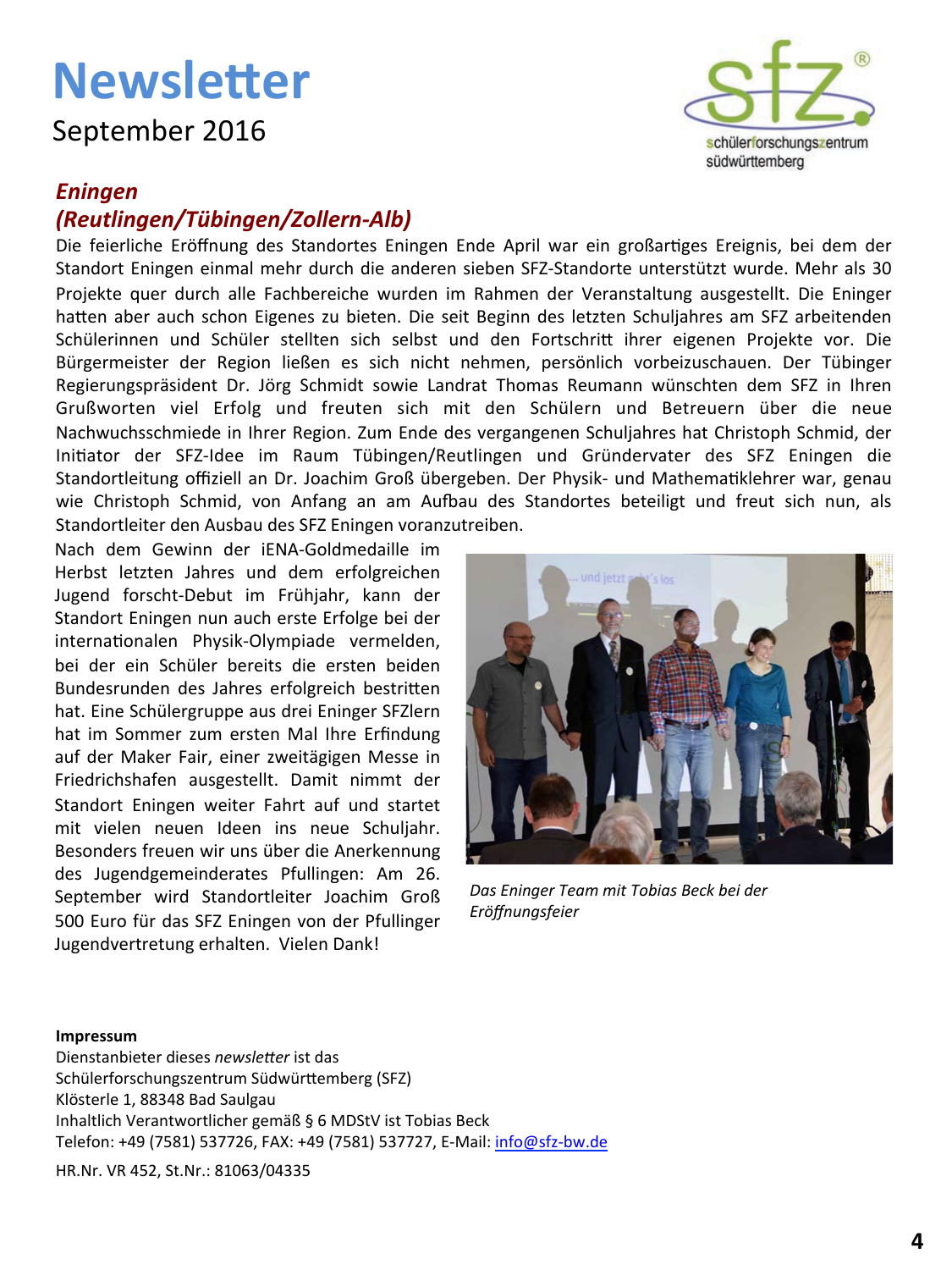# Newsletter

September 2016

## *Eningen (Reutlingen/Tübingen/Zollern-Alb)*

Die feierliche Eröffnung des Standortes Eningen Ende April war ein großartiges Ereignis, bei dem der Standort Eningen einmal mehr durch die anderen sieben SFZ-Standorte unterstützt wurde. Mehr als 30 Projekte quer durch alle Fachbereiche wurden im Rahmen der Veranstaltung ausgestellt. Die Eninger hatten aber auch schon Eigenes zu bieten. Die seit Beginn des letzten Schuljahres am SFZ arbeitenden Schülerinnen und Schüler stellten sich selbst und den Fortschritt ihrer eigenen Projekte vor. Die Bürgermeister der Region ließen es sich nicht nehmen, persönlich vorbeizuschauen. Der Tübinger Regierungspräsident Dr. Jörg Schmidt sowie Landrat Thomas Reumann wünschten dem SFZ in Ihren Grußworten viel Erfolg und freuten sich mit den Schülern und Betreuern über die neue Nachwuchsschmiede in Ihrer Region. Zum Ende des vergangenen Schuljahres hat Christoph Schmid, der Initiator der SFZ-Idee im Raum Tübingen/Reutlingen und Gründervater des SFZ Eningen die Standortleitung offiziell an Dr. Joachim Groß übergeben. Der Physik- und Mathematiklehrer war, genau wie Christoph Schmid, von Anfang an am Aufbau des Standortes beteiligt und freut sich nun, als Standortleiter den Ausbau des SFZ Eningen voranzutreiben.

Nach dem Gewinn der iENA-Goldmedaille im Herbst letzten Jahres und dem erfolgreichen Jugend forscht-Debut im Frühjahr, kann der Standort Eningen nun auch erste Erfolge bei der internationalen Physik-Olympiade vermelden, bei der ein Schüler bereits die ersten beiden Bundesrunden des Jahres erfolgreich bestritten hat. Eine Schülergruppe aus drei Eninger SFZlern hat im Sommer zum ersten Mal Ihre Erfindung auf der Maker Fair, einer zweitägigen Messe in Friedrichshafen ausgestellt. Damit nimmt der Standort Eningen weiter Fahrt auf und startet mit vielen neuen Ideen ins neue Schuljahr. Besonders freuen wir uns über die Anerkennung des Jugendgemeinderates Pfullingen: Am 26. September wird Standortleiter Joachim Groß 500 Euro für das SFZ Eningen von der Pfullinger Jugendvertretung erhalten. Vielen Dank!

*Das Eninger Team mit Tobias Beck bei der Eröffnungsfeier*

**Impressum**
Dienstanbieter dieses *newsletter* ist das
Schülerforschungszentrum Südwürttemberg (SFZ)
Klösterle 1, 88348 Bad Saulgau
Inhaltlich Verantwortlicher gemäß § 6 MDStV ist Tobias Beck
Telefon: +49 (7581) 537726, FAX: +49 (7581) 537727, E-Mail: info@sfz-bw.de
HR.Nr. VR 452, St.Nr.: 81063/04335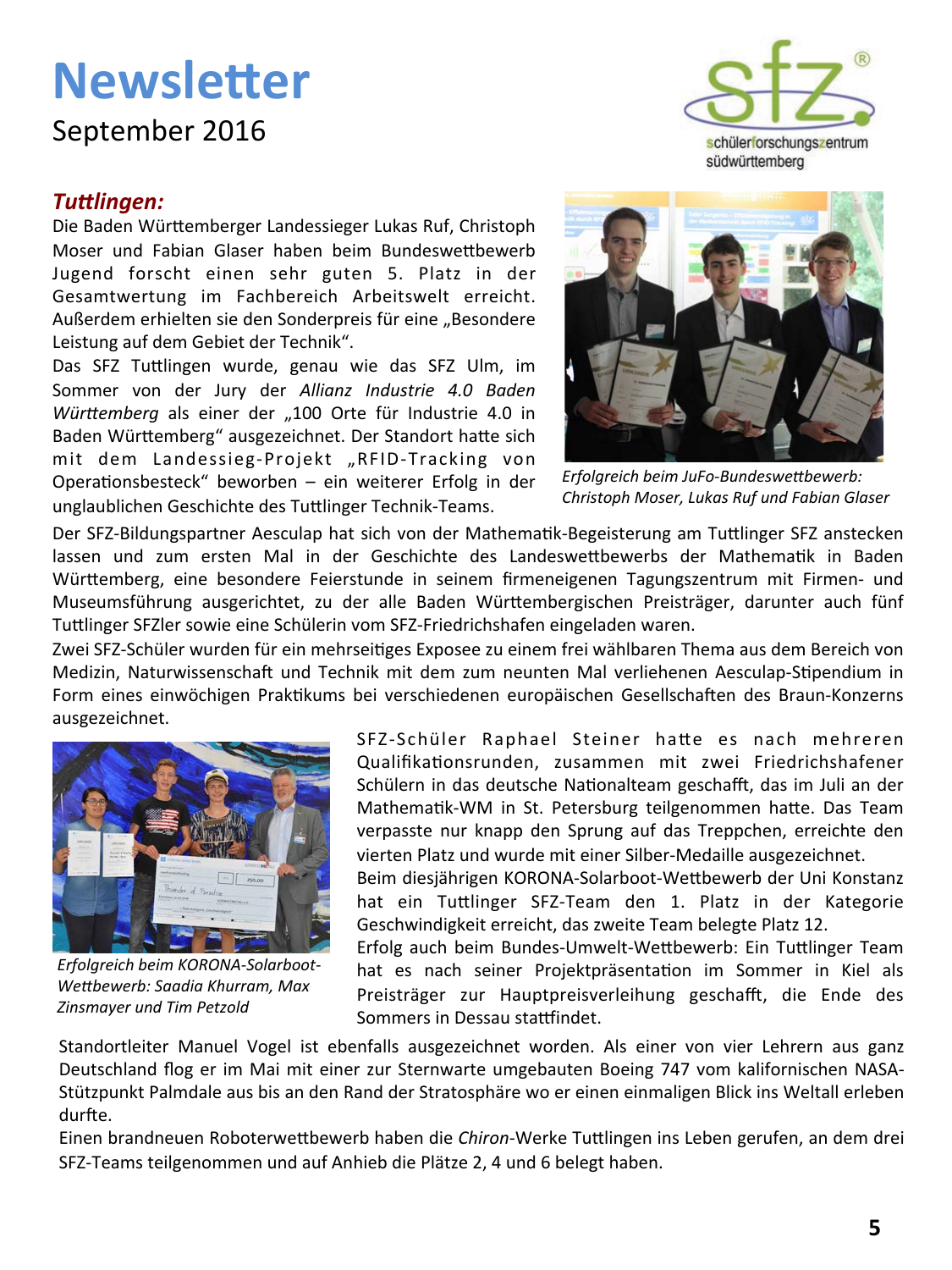# Newsletter

September 2016

## *Tuttlingen:*

Die Baden Württemberger Landessieger Lukas Ruf, Christoph Moser und Fabian Glaser haben beim Bundeswettbewerb Jugend forscht einen sehr guten 5. Platz in der Gesamtwertung im Fachbereich Arbeitswelt erreicht. Außerdem erhielten sie den Sonderpreis für eine „Besondere Leistung auf dem Gebiet der Technik“.

Das SFZ Tuttlingen wurde, genau wie das SFZ Ulm, im Sommer von der Jury der *Allianz Industrie 4.0 Baden Württemberg* als einer der „100 Orte für Industrie 4.0 in Baden Württemberg“ ausgezeichnet. Der Standort hatte sich mit dem Landessieg-Projekt „RFID-Tracking von Operationsbesteck“ beworben – ein weiterer Erfolg in der unglaublichen Geschichte des Tuttlinger Technik-Teams.

*Erfolgreich beim JuFo-Bundeswettbewerb: Christoph Moser, Lukas Ruf und Fabian Glaser*

Der SFZ-Bildungspartner Aesculap hat sich von der Mathematik-Begeisterung am Tuttlinger SFZ anstecken lassen und zum ersten Mal in der Geschichte des Landeswettbewerbs der Mathematik in Baden Württemberg, eine besondere Feierstunde in seinem firmeneigenen Tagungszentrum mit Firmen- und Museumsführung ausgerichtet, zu der alle Baden Württembergischen Preisträger, darunter auch fünf Tuttlinger SFZler sowie eine Schülerin vom SFZ-Friedrichshafen eingeladen waren.

Zwei SFZ-Schüler wurden für ein mehrseitiges Exposee zu einem frei wählbaren Thema aus dem Bereich von Medizin, Naturwissenschaft und Technik mit dem zum neunten Mal verliehenen Aesculap-Stipendium in Form eines einwöchigen Praktikums bei verschiedenen europäischen Gesellschaften des Braun-Konzerns ausgezeichnet.

*Erfolgreich beim KORONA-Solarboot-Wettbewerb: Saadia Khurram, Max Zinsmayer und Tim Petzold*

SFZ-Schüler Raphael Steiner hatte es nach mehreren Qualifikationsrunden, zusammen mit zwei Friedrichshafener Schülern in das deutsche Nationalteam geschafft, das im Juli an der Mathematik-WM in St. Petersburg teilgenommen hatte. Das Team verpasste nur knapp den Sprung auf das Treppchen, erreichte den vierten Platz und wurde mit einer Silber-Medaille ausgezeichnet.

Beim diesjährigen KORONA-Solarboot-Wettbewerb der Uni Konstanz hat ein Tuttlinger SFZ-Team den 1. Platz in der Kategorie Geschwindigkeit erreicht, das zweite Team belegte Platz 12.

Erfolg auch beim Bundes-Umwelt-Wettbewerb: Ein Tuttlinger Team hat es nach seiner Projektpräsentation im Sommer in Kiel als Preisträger zur Hauptpreisverleihung geschafft, die Ende des Sommers in Dessau stattfindet.

Standortleiter Manuel Vogel ist ebenfalls ausgezeichnet worden. Als einer von vier Lehrern aus ganz Deutschland flog er im Mai mit einer zur Sternwarte umgebauten Boeing 747 vom kalifornischen NASA-Stützpunkt Palmdale aus bis an den Rand der Stratosphäre wo er einen einmaligen Blick ins Weltall erleben durfte.

Einen brandneuen Roboterwettbewerb haben die *Chiron*-Werke Tuttlingen ins Leben gerufen, an dem drei SFZ-Teams teilgenommen und auf Anhieb die Plätze 2, 4 und 6 belegt haben.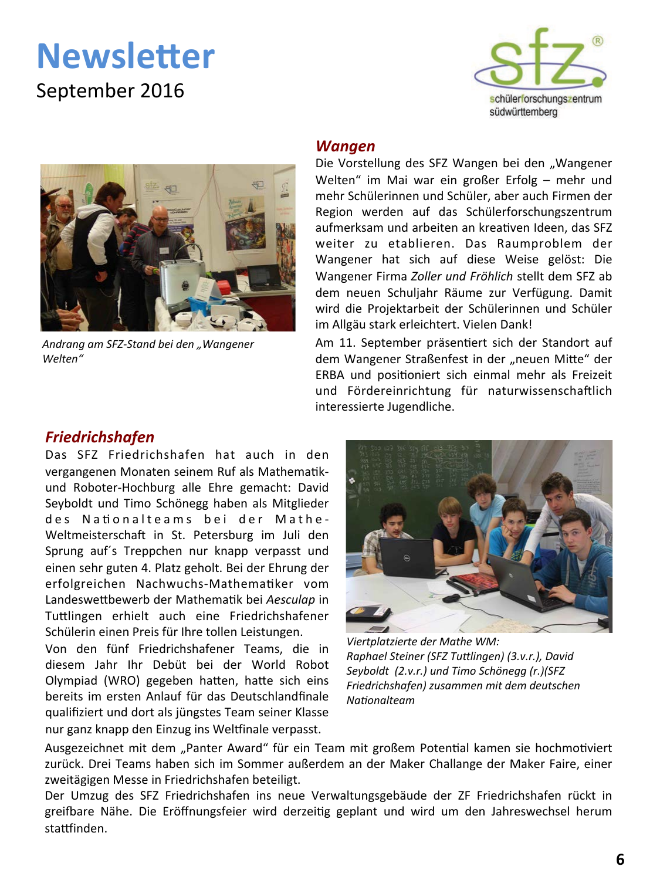# Newsletter

September 2016

Andrang am SFZ-Stand bei den „Wangener Welten"

## *Wangen*

Die Vorstellung des SFZ Wangen bei den „Wangener Welten" im Mai war ein großer Erfolg – mehr und mehr Schülerinnen und Schüler, aber auch Firmen der Region werden auf das Schülerforschungszentrum aufmerksam und arbeiten an kreativen Ideen, das SFZ weiter zu etablieren. Das Raumproblem der Wangener hat sich auf diese Weise gelöst: Die Wangener Firma *Zoller und Fröhlich* stellt dem SFZ ab dem neuen Schuljahr Räume zur Verfügung. Damit wird die Projektarbeit der Schülerinnen und Schüler im Allgäu stark erleichtert. Vielen Dank!

Am 11. September präsentiert sich der Standort auf dem Wangener Straßenfest in der „neuen Mitte" der ERBA und positioniert sich einmal mehr als Freizeit und Fördereinrichtung für naturwissenschaftlich interessierte Jugendliche.

## *Friedrichshafen*

Das SFZ Friedrichshafen hat auch in den vergangenen Monaten seinem Ruf als Mathematik- und Roboter-Hochburg alle Ehre gemacht: David Seyboldt und Timo Schönegg haben als Mitglieder des Nationalteams bei der Mathe-Weltmeisterschaft in St. Petersburg im Juli den Sprung auf´s Treppchen nur knapp verpasst und einen sehr guten 4. Platz geholt. Bei der Ehrung der erfolgreichen Nachwuchs-Mathematiker vom Landeswettbewerb der Mathematik bei *Aesculap* in Tuttlingen erhielt auch eine Friedrichshafener Schülerin einen Preis für Ihre tollen Leistungen.

Von den fünf Friedrichshafener Teams, die in diesem Jahr Ihr Debüt bei der World Robot Olympiad (WRO) gegeben hatten, hatte sich eins bereits im ersten Anlauf für das Deutschlandfinale qualifiziert und dort als jüngstes Team seiner Klasse nur ganz knapp den Einzug ins Weltfinale verpasst.

*Viertplatzierte der Mathe WM: Raphael Steiner (SFZ Tuttlingen) (3.v.r.), David Seyboldt (2.v.r.) und Timo Schönegg (r.)(SFZ Friedrichshafen) zusammen mit dem deutschen Nationalteam*

Ausgezeichnet mit dem „Panter Award" für ein Team mit großem Potential kamen sie hochmotiviert zurück. Drei Teams haben sich im Sommer außerdem an der Maker Challange der Maker Faire, einer zweitägigen Messe in Friedrichshafen beteiligt.

Der Umzug des SFZ Friedrichshafen ins neue Verwaltungsgebäude der ZF Friedrichshafen rückt in greifbare Nähe. Die Eröffnungsfeier wird derzeitig geplant und wird um den Jahreswechsel herum stattfinden.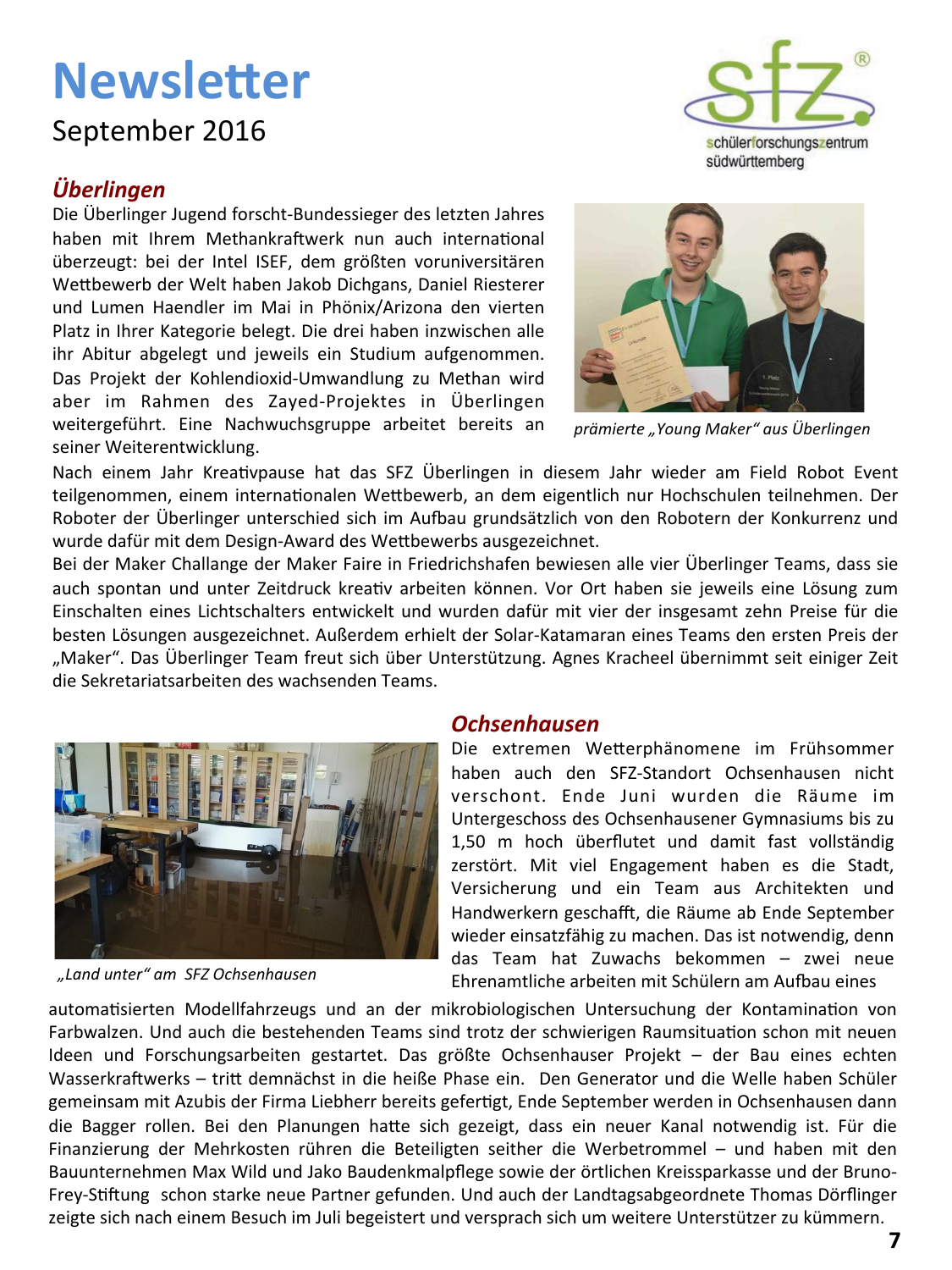# Newsletter

September 2016

## *Überlingen*

Die Überlinger Jugend forscht-Bundessieger des letzten Jahres haben mit Ihrem Methankraftwerk nun auch international überzeugt: bei der Intel ISEF, dem größten voruniversitären Wettbewerb der Welt haben Jakob Dichgans, Daniel Riesterer und Lumen Haendler im Mai in Phönix/Arizona den vierten Platz in Ihrer Kategorie belegt. Die drei haben inzwischen alle ihr Abitur abgelegt und jeweils ein Studium aufgenommen. Das Projekt der Kohlendioxid-Umwandlung zu Methan wird aber im Rahmen des Zayed-Projektes in Überlingen weitergeführt. Eine Nachwuchsgruppe arbeitet bereits an seiner Weiterentwicklung.

*prämierte „Young Maker" aus Überlingen*

Nach einem Jahr Kreativpause hat das SFZ Überlingen in diesem Jahr wieder am Field Robot Event teilgenommen, einem internationalen Wettbewerb, an dem eigentlich nur Hochschulen teilnehmen. Der Roboter der Überlinger unterschied sich im Aufbau grundsätzlich von den Robotern der Konkurrenz und wurde dafür mit dem Design-Award des Wettbewerbs ausgezeichnet.

Bei der Maker Challange der Maker Faire in Friedrichshafen bewiesen alle vier Überlinger Teams, dass sie auch spontan und unter Zeitdruck kreativ arbeiten können. Vor Ort haben sie jeweils eine Lösung zum Einschalten eines Lichtschalters entwickelt und wurden dafür mit vier der insgesamt zehn Preise für die besten Lösungen ausgezeichnet. Außerdem erhielt der Solar-Katamaran eines Teams den ersten Preis der „Maker". Das Überlinger Team freut sich über Unterstützung. Agnes Kracheel übernimmt seit einiger Zeit die Sekretariatsarbeiten des wachsenden Teams.

## *Ochsenhausen*

*„Land unter" am SFZ Ochsenhausen*

Die extremen Wetterphänomene im Frühsommer haben auch den SFZ-Standort Ochsenhausen nicht verschont. Ende Juni wurden die Räume im Untergeschoss des Ochsenhausener Gymnasiums bis zu 1,50 m hoch überflutet und damit fast vollständig zerstört. Mit viel Engagement haben es die Stadt, Versicherung und ein Team aus Architekten und Handwerkern geschafft, die Räume ab Ende September wieder einsatzfähig zu machen. Das ist notwendig, denn das Team hat Zuwachs bekommen – zwei neue Ehrenamtliche arbeiten mit Schülern am Aufbau eines automatisierten Modellfahrzeugs und an der mikrobiologischen Untersuchung der Kontamination von Farbwalzen. Und auch die bestehenden Teams sind trotz der schwierigen Raumsituation schon mit neuen Ideen und Forschungsarbeiten gestartet. Das größte Ochsenhauser Projekt – der Bau eines echten Wasserkraftwerks – tritt demnächst in die heiße Phase ein. Den Generator und die Welle haben Schüler gemeinsam mit Azubis der Firma Liebherr bereits gefertigt, Ende September werden in Ochsenhausen dann die Bagger rollen. Bei den Planungen hatte sich gezeigt, dass ein neuer Kanal notwendig ist. Für die Finanzierung der Mehrkosten rühren die Beteiligten seither die Werbetrommel – und haben mit den Bauunternehmen Max Wild und Jako Baudenkmalpflege sowie der örtlichen Kreissparkasse und der Bruno-Frey-Stiftung schon starke neue Partner gefunden. Und auch der Landtagsabgeordnete Thomas Dörflinger zeigte sich nach einem Besuch im Juli begeistert und versprach sich um weitere Unterstützer zu kümmern.